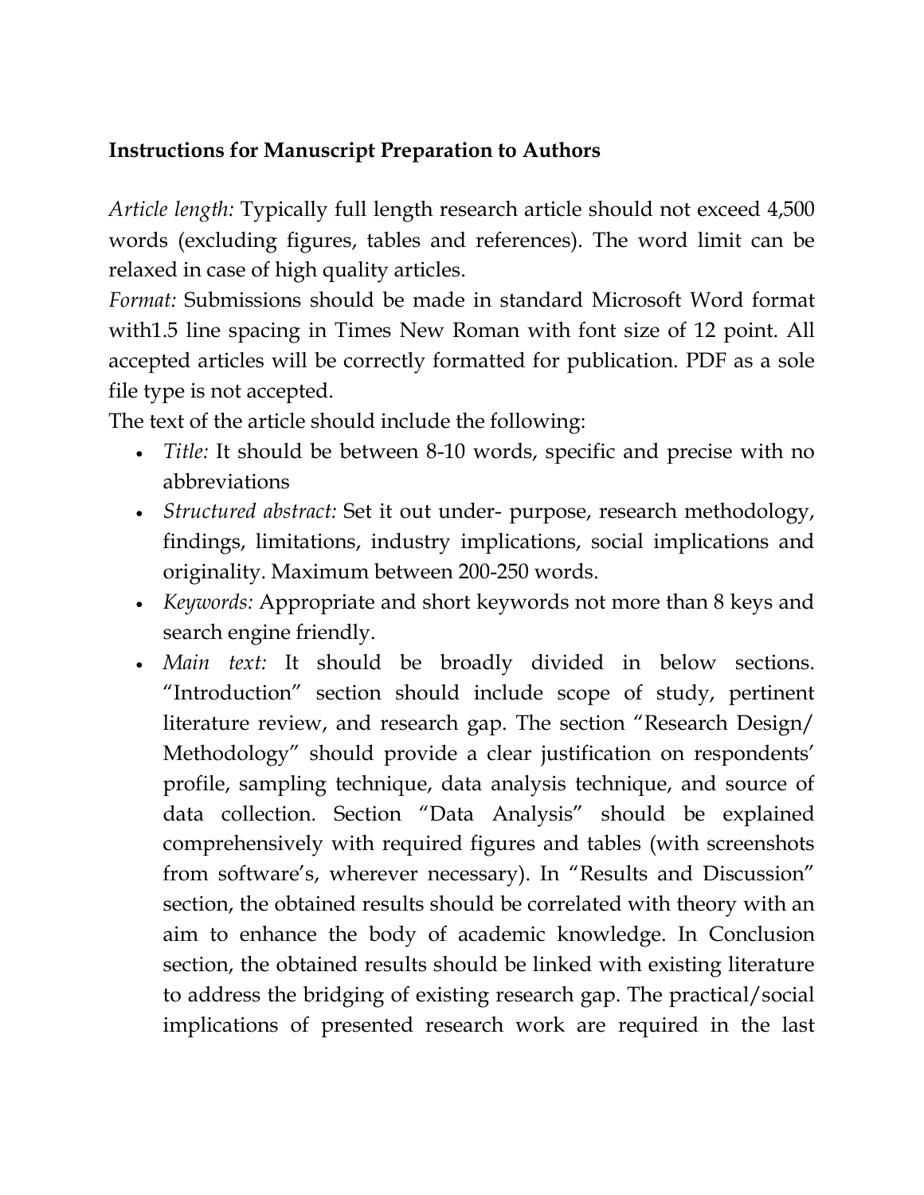**Instructions for Manuscript Preparation to Authors**

*Article length:* Typically full length research article should not exceed 4,500 words (excluding figures, tables and references). The word limit can be relaxed in case of high quality articles.

*Format:* Submissions should be made in standard Microsoft Word format with1.5 line spacing in Times New Roman with font size of 12 point. All accepted articles will be correctly formatted for publication. PDF as a sole file type is not accepted.

The text of the article should include the following:

- *Title:* It should be between 8-10 words, specific and precise with no abbreviations
- *Structured abstract:* Set it out under- purpose, research methodology, findings, limitations, industry implications, social implications and originality. Maximum between 200-250 words.
- *Keywords:* Appropriate and short keywords not more than 8 keys and search engine friendly.
- *Main text:* It should be broadly divided in below sections. "Introduction" section should include scope of study, pertinent literature review, and research gap. The section "Research Design/ Methodology" should provide a clear justification on respondents' profile, sampling technique, data analysis technique, and source of data collection. Section "Data Analysis" should be explained comprehensively with required figures and tables (with screenshots from software's, wherever necessary). In "Results and Discussion" section, the obtained results should be correlated with theory with an aim to enhance the body of academic knowledge. In Conclusion section, the obtained results should be linked with existing literature to address the bridging of existing research gap. The practical/social implications of presented research work are required in the last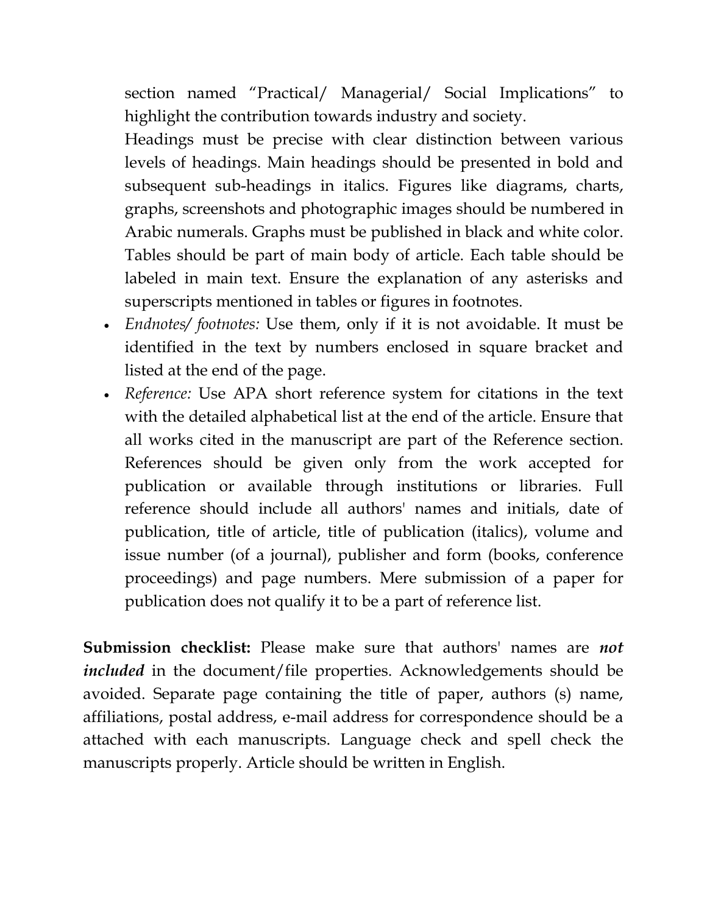section named "Practical/ Managerial/ Social Implications" to highlight the contribution towards industry and society.

Headings must be precise with clear distinction between various levels of headings. Main headings should be presented in bold and subsequent sub-headings in italics. Figures like diagrams, charts, graphs, screenshots and photographic images should be numbered in Arabic numerals. Graphs must be published in black and white color. Tables should be part of main body of article. Each table should be labeled in main text. Ensure the explanation of any asterisks and superscripts mentioned in tables or figures in footnotes.

- *Endnotes/ footnotes:* Use them, only if it is not avoidable. It must be identified in the text by numbers enclosed in square bracket and listed at the end of the page.
- *Reference:* Use APA short reference system for citations in the text with the detailed alphabetical list at the end of the article. Ensure that all works cited in the manuscript are part of the Reference section. References should be given only from the work accepted for publication or available through institutions or libraries. Full reference should include all authors' names and initials, date of publication, title of article, title of publication (italics), volume and issue number (of a journal), publisher and form (books, conference proceedings) and page numbers. Mere submission of a paper for publication does not qualify it to be a part of reference list.

**Submission checklist:** Please make sure that authors' names are ***not included*** in the document/file properties. Acknowledgements should be avoided. Separate page containing the title of paper, authors (s) name, affiliations, postal address, e-mail address for correspondence should be a attached with each manuscripts. Language check and spell check the manuscripts properly. Article should be written in English.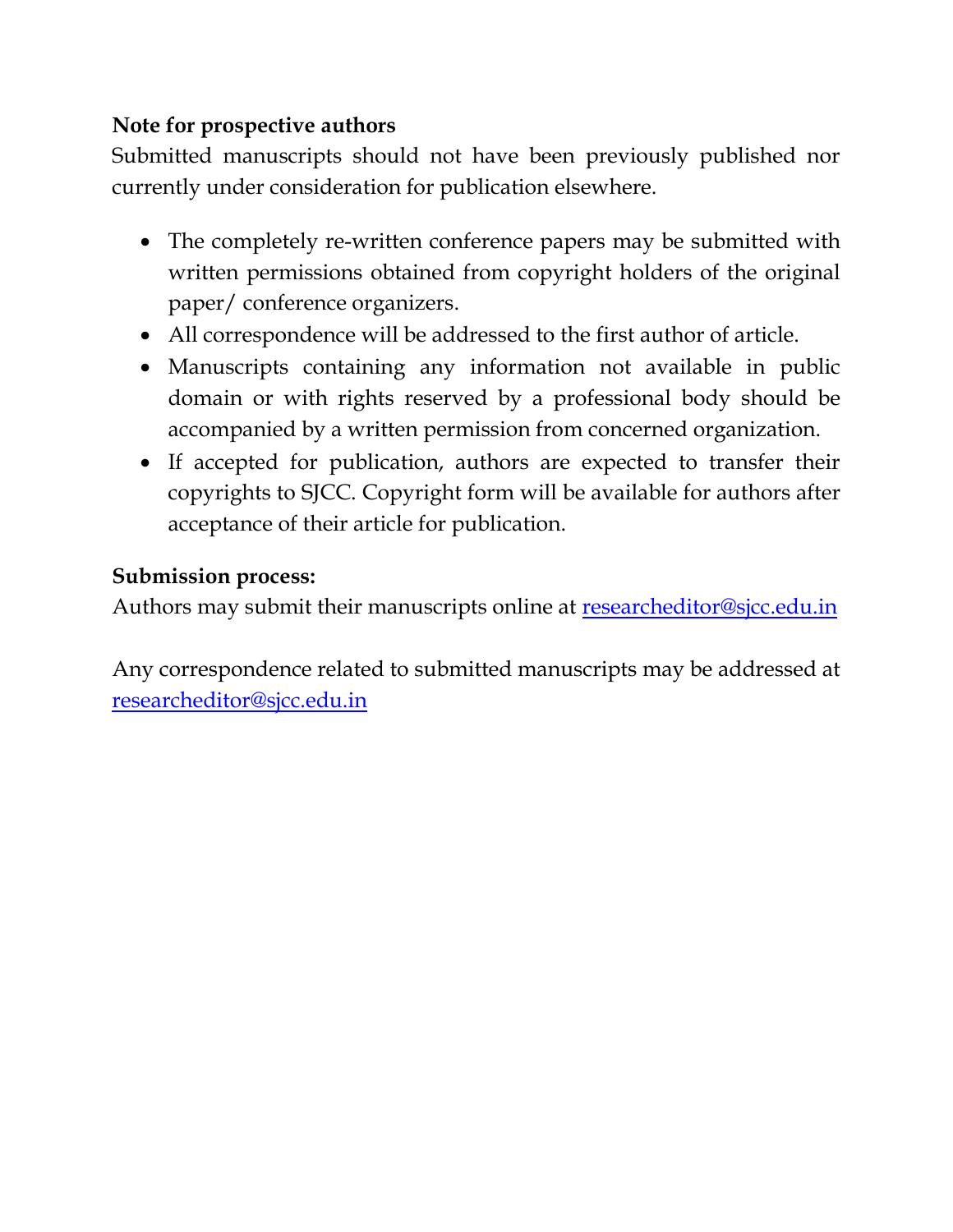**Note for prospective authors**

Submitted manuscripts should not have been previously published nor currently under consideration for publication elsewhere.

- The completely re-written conference papers may be submitted with written permissions obtained from copyright holders of the original paper/ conference organizers.
- All correspondence will be addressed to the first author of article.
- Manuscripts containing any information not available in public domain or with rights reserved by a professional body should be accompanied by a written permission from concerned organization.
- If accepted for publication, authors are expected to transfer their copyrights to SJCC. Copyright form will be available for authors after acceptance of their article for publication.

**Submission process:**

Authors may submit their manuscripts online at researcheditor@sjcc.edu.in

Any correspondence related to submitted manuscripts may be addressed at researcheditor@sjcc.edu.in